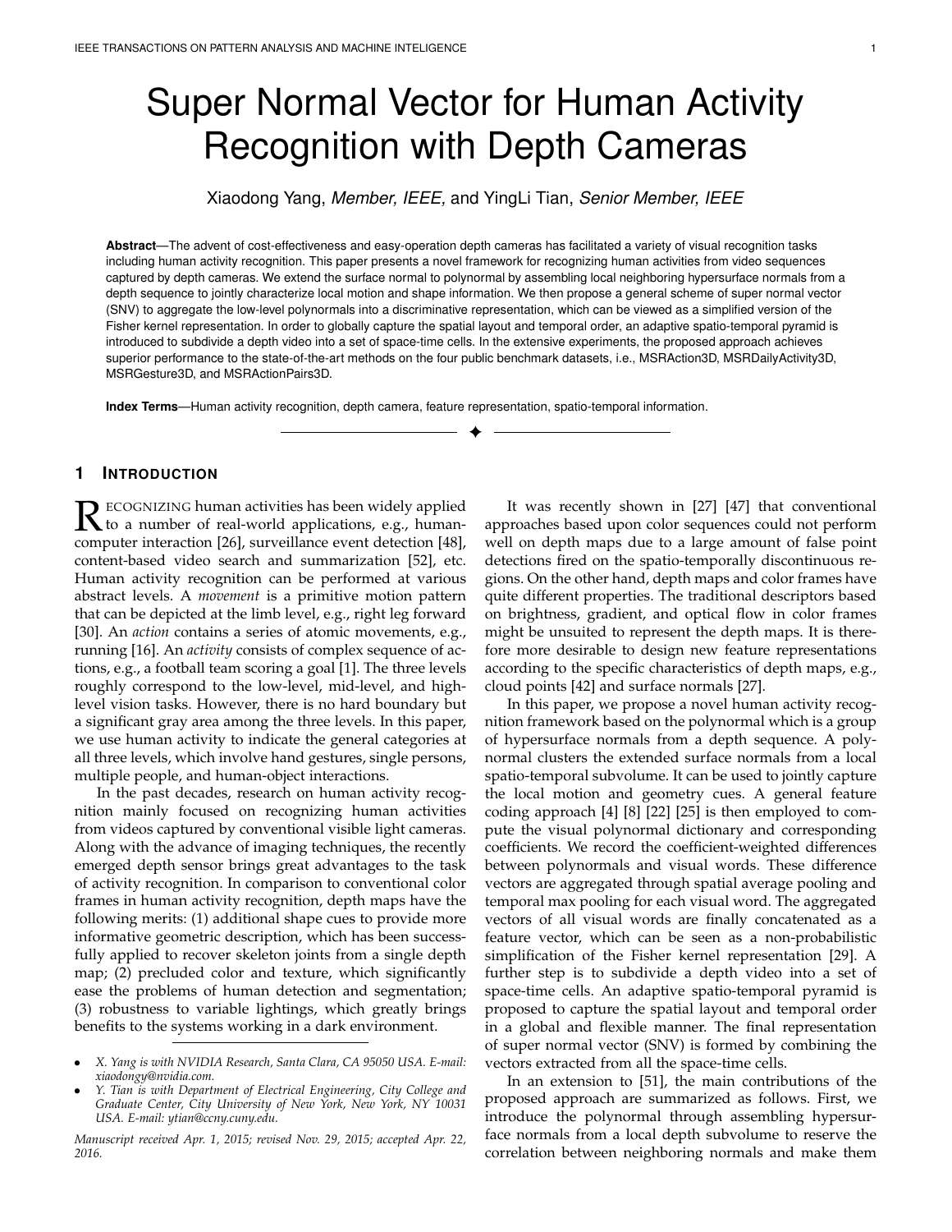# Super Normal Vector for Human Activity Recognition with Depth Cameras

Xiaodong Yang, *Member, IEEE,* and YingLi Tian, *Senior Member, IEEE*

**Abstract**—The advent of cost-effectiveness and easy-operation depth cameras has facilitated a variety of visual recognition tasks including human activity recognition. This paper presents a novel framework for recognizing human activities from video sequences captured by depth cameras. We extend the surface normal to polynormal by assembling local neighboring hypersurface normals from a depth sequence to jointly characterize local motion and shape information. We then propose a general scheme of super normal vector (SNV) to aggregate the low-level polynormals into a discriminative representation, which can be viewed as a simplified version of the Fisher kernel representation. In order to globally capture the spatial layout and temporal order, an adaptive spatio-temporal pyramid is introduced to subdivide a depth video into a set of space-time cells. In the extensive experiments, the proposed approach achieves superior performance to the state-of-the-art methods on the four public benchmark datasets, i.e., MSRAction3D, MSRDailyActivity3D, MSRGesture3D, and MSRActionPairs3D.

**Index Terms**—Human activity recognition, depth camera, feature representation, spatio-temporal information.

---

## 1 Introduction

Recognizing human activities has been widely applied to a number of real-world applications, e.g., human-computer interaction [26], surveillance event detection [48], content-based video search and summarization [52], etc. Human activity recognition can be performed at various abstract levels. A *movement* is a primitive motion pattern that can be depicted at the limb level, e.g., right leg forward [30]. An *action* contains a series of atomic movements, e.g., running [16]. An *activity* consists of complex sequence of actions, e.g., a football team scoring a goal [1]. The three levels roughly correspond to the low-level, mid-level, and high-level vision tasks. However, there is no hard boundary but a significant gray area among the three levels. In this paper, we use human activity to indicate the general categories at all three levels, which involve hand gestures, single persons, multiple people, and human-object interactions.

In the past decades, research on human activity recognition mainly focused on recognizing human activities from videos captured by conventional visible light cameras. Along with the advance of imaging techniques, the recently emerged depth sensor brings great advantages to the task of activity recognition. In comparison to conventional color frames in human activity recognition, depth maps have the following merits: (1) additional shape cues to provide more informative geometric description, which has been successfully applied to recover skeleton joints from a single depth map; (2) precluded color and texture, which significantly ease the problems of human detection and segmentation; (3) robustness to variable lightings, which greatly brings benefits to the systems working in a dark environment.

It was recently shown in [27] [47] that conventional approaches based upon color sequences could not perform well on depth maps due to a large amount of false point detections fired on the spatio-temporally discontinuous regions. On the other hand, depth maps and color frames have quite different properties. The traditional descriptors based on brightness, gradient, and optical flow in color frames might be unsuited to represent the depth maps. It is therefore more desirable to design new feature representations according to the specific characteristics of depth maps, e.g., cloud points [42] and surface normals [27].

In this paper, we propose a novel human activity recognition framework based on the polynormal which is a group of hypersurface normals from a depth sequence. A polynormal clusters the extended surface normals from a local spatio-temporal subvolume. It can be used to jointly capture the local motion and geometry cues. A general feature coding approach [4] [8] [22] [25] is then employed to compute the visual polynormal dictionary and corresponding coefficients. We record the coefficient-weighted differences between polynormals and visual words. These difference vectors are aggregated through spatial average pooling and temporal max pooling for each visual word. The aggregated vectors of all visual words are finally concatenated as a feature vector, which can be seen as a non-probabilistic simplification of the Fisher kernel representation [29]. A further step is to subdivide a depth video into a set of space-time cells. An adaptive spatio-temporal pyramid is proposed to capture the spatial layout and temporal order in a global and flexible manner. The final representation of super normal vector (SNV) is formed by combining the vectors extracted from all the space-time cells.

In an extension to [51], the main contributions of the proposed approach are summarized as follows. First, we introduce the polynormal through assembling hypersurface normals from a local depth subvolume to reserve the correlation between neighboring normals and make them

- *X. Yang is with NVIDIA Research, Santa Clara, CA 95050 USA. E-mail: xiaodongy@nvidia.com.*
- *Y. Tian is with Department of Electrical Engineering, City College and Graduate Center, City University of New York, New York, NY 10031 USA. E-mail: ytian@ccny.cuny.edu.*

*Manuscript received Apr. 1, 2015; revised Nov. 29, 2015; accepted Apr. 22, 2016.*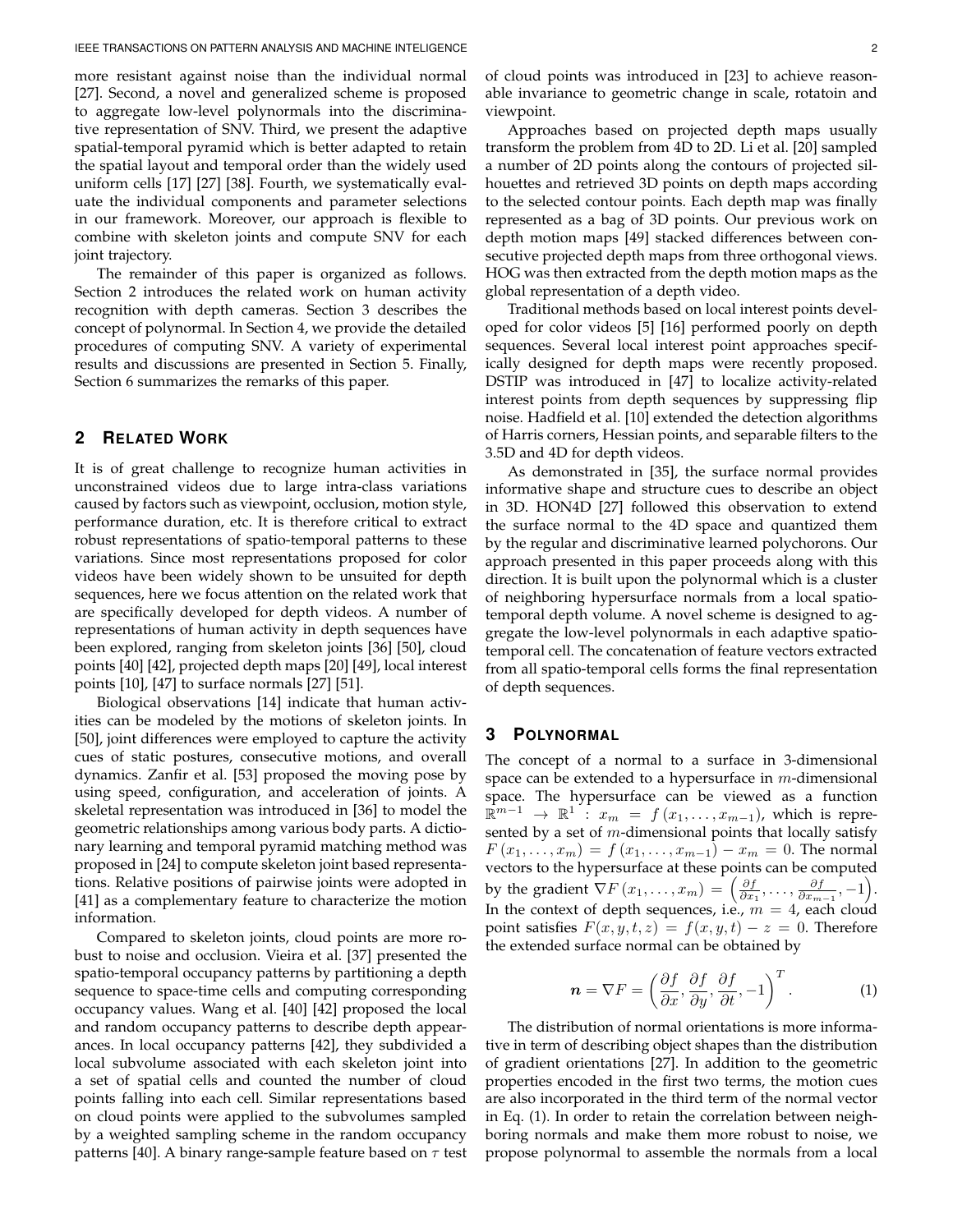more resistant against noise than the individual normal [27]. Second, a novel and generalized scheme is proposed to aggregate low-level polynormals into the discriminative representation of SNV. Third, we present the adaptive spatial-temporal pyramid which is better adapted to retain the spatial layout and temporal order than the widely used uniform cells [17] [27] [38]. Fourth, we systematically evaluate the individual components and parameter selections in our framework. Moreover, our approach is flexible to combine with skeleton joints and compute SNV for each joint trajectory.

The remainder of this paper is organized as follows. Section 2 introduces the related work on human activity recognition with depth cameras. Section 3 describes the concept of polynormal. In Section 4, we provide the detailed procedures of computing SNV. A variety of experimental results and discussions are presented in Section 5. Finally, Section 6 summarizes the remarks of this paper.

## 2 Related Work

It is of great challenge to recognize human activities in unconstrained videos due to large intra-class variations caused by factors such as viewpoint, occlusion, motion style, performance duration, etc. It is therefore critical to extract robust representations of spatio-temporal patterns to these variations. Since most representations proposed for color videos have been widely shown to be unsuited for depth sequences, here we focus attention on the related work that are specifically developed for depth videos. A number of representations of human activity in depth sequences have been explored, ranging from skeleton joints [36] [50], cloud points [40] [42], projected depth maps [20] [49], local interest points [10], [47] to surface normals [27] [51].

Biological observations [14] indicate that human activities can be modeled by the motions of skeleton joints. In [50], joint differences were employed to capture the activity cues of static postures, consecutive motions, and overall dynamics. Zanfir et al. [53] proposed the moving pose by using speed, configuration, and acceleration of joints. A skeletal representation was introduced in [36] to model the geometric relationships among various body parts. A dictionary learning and temporal pyramid matching method was proposed in [24] to compute skeleton joint based representations. Relative positions of pairwise joints were adopted in [41] as a complementary feature to characterize the motion information.

Compared to skeleton joints, cloud points are more robust to noise and occlusion. Vieira et al. [37] presented the spatio-temporal occupancy patterns by partitioning a depth sequence to space-time cells and computing corresponding occupancy values. Wang et al. [40] [42] proposed the local and random occupancy patterns to describe depth appearances. In local occupancy patterns [42], they subdivided a local subvolume associated with each skeleton joint into a set of spatial cells and counted the number of cloud points falling into each cell. Similar representations based on cloud points were applied to the subvolumes sampled by a weighted sampling scheme in the random occupancy patterns [40]. A binary range-sample feature based on $\tau$ test of cloud points was introduced in [23] to achieve reasonable invariance to geometric change in scale, rotatoin and viewpoint.

Approaches based on projected depth maps usually transform the problem from 4D to 2D. Li et al. [20] sampled a number of 2D points along the contours of projected silhouettes and retrieved 3D points on depth maps according to the selected contour points. Each depth map was finally represented as a bag of 3D points. Our previous work on depth motion maps [49] stacked differences between consecutive projected depth maps from three orthogonal views. HOG was then extracted from the depth motion maps as the global representation of a depth video.

Traditional methods based on local interest points developed for color videos [5] [16] performed poorly on depth sequences. Several local interest point approaches specifically designed for depth maps were recently proposed. DSTIP was introduced in [47] to localize activity-related interest points from depth sequences by suppressing flip noise. Hadfield et al. [10] extended the detection algorithms of Harris corners, Hessian points, and separable filters to the 3.5D and 4D for depth videos.

As demonstrated in [35], the surface normal provides informative shape and structure cues to describe an object in 3D. HON4D [27] followed this observation to extend the surface normal to the 4D space and quantized them by the regular and discriminative learned polychorons. Our approach presented in this paper proceeds along with this direction. It is built upon the polynormal which is a cluster of neighboring hypersurface normals from a local spatio-temporal depth volume. A novel scheme is designed to aggregate the low-level polynormals in each adaptive spatio-temporal cell. The concatenation of feature vectors extracted from all spatio-temporal cells forms the final representation of depth sequences.

## 3 Polynormal

The concept of a normal to a surface in 3-dimensional space can be extended to a hypersurface in $m$-dimensional space. The hypersurface can be viewed as a function $\mathbb{R}^{m-1} \rightarrow \mathbb{R}^1 : x_m = f(x_1, \ldots, x_{m-1})$, which is represented by a set of $m$-dimensional points that locally satisfy $F(x_1, \ldots, x_m) = f(x_1, \ldots, x_{m-1}) - x_m = 0$. The normal vectors to the hypersurface at these points can be computed by the gradient $\nabla F(x_1, \ldots, x_m) = \left(\frac{\partial f}{\partial x_1}, \ldots, \frac{\partial f}{\partial x_{m-1}}, -1\right)$. In the context of depth sequences, i.e., $m = 4$, each cloud point satisfies $F(x, y, t, z) = f(x, y, t) - z = 0$. Therefore the extended surface normal can be obtained by

$$\boldsymbol{n} = \nabla F = \left(\frac{\partial f}{\partial x}, \frac{\partial f}{\partial y}, \frac{\partial f}{\partial t}, -1\right)^T. \tag{1}$$

The distribution of normal orientations is more informative in term of describing object shapes than the distribution of gradient orientations [27]. In addition to the geometric properties encoded in the first two terms, the motion cues are also incorporated in the third term of the normal vector in Eq. (1). In order to retain the correlation between neighboring normals and make them more robust to noise, we propose polynormal to assemble the normals from a local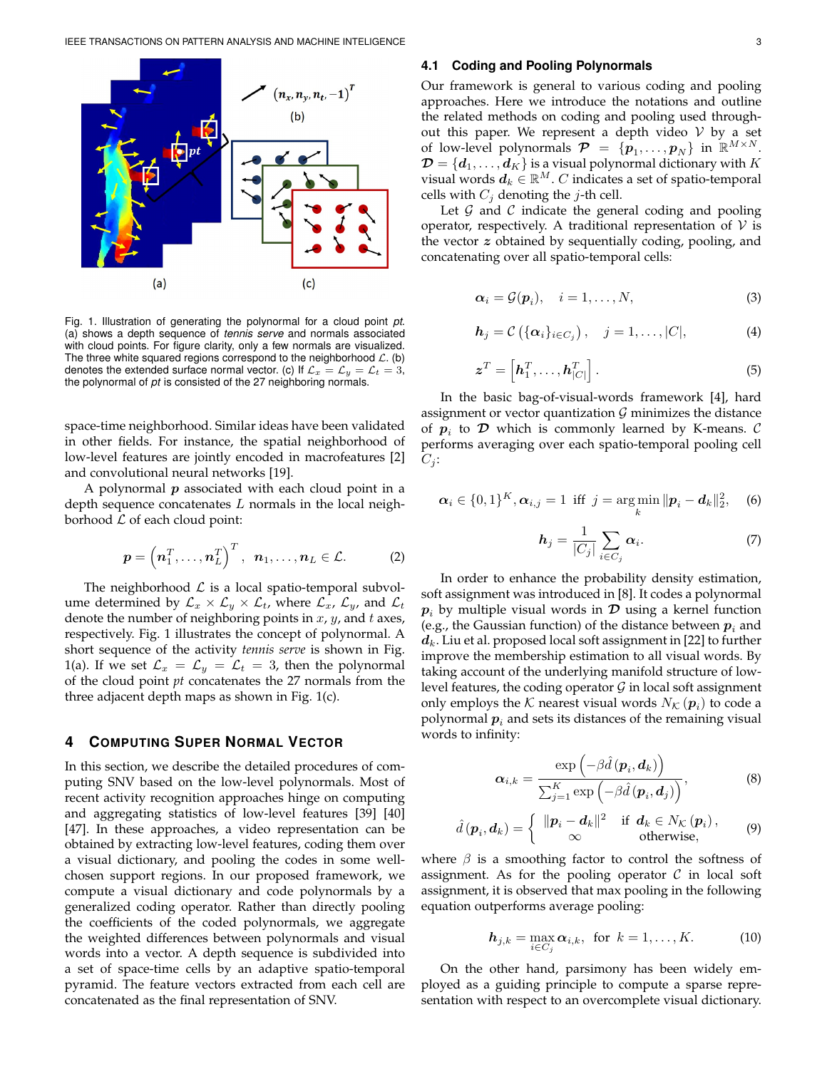Fig. 1. Illustration of generating the polynormal for a cloud point *pt*. (a) shows a depth sequence of *tennis serve* and normals associated with cloud points. For figure clarity, only a few normals are visualized. The three white squared regions correspond to the neighborhood $\mathcal{L}$. (b) denotes the extended surface normal vector. (c) If $\mathcal{L}_x = \mathcal{L}_y = \mathcal{L}_t = 3$, the polynormal of *pt* is consisted of the 27 neighboring normals.

space-time neighborhood. Similar ideas have been validated in other fields. For instance, the spatial neighborhood of low-level features are jointly encoded in macrofeatures [2] and convolutional neural networks [19].

A polynormal $\boldsymbol{p}$ associated with each cloud point in a depth sequence concatenates $L$ normals in the local neighborhood $\mathcal{L}$ of each cloud point:

$$\boldsymbol{p} = \left(\boldsymbol{n}_1^T, \ldots, \boldsymbol{n}_L^T\right)^T, \quad \boldsymbol{n}_1, \ldots, \boldsymbol{n}_L \in \mathcal{L}. \tag{2}$$

The neighborhood $\mathcal{L}$ is a local spatio-temporal subvolume determined by $\mathcal{L}_x \times \mathcal{L}_y \times \mathcal{L}_t$, where $\mathcal{L}_x$, $\mathcal{L}_y$, and $\mathcal{L}_t$ denote the number of neighboring points in $x$, $y$, and $t$ axes, respectively. Fig. 1 illustrates the concept of polynormal. A short sequence of the activity *tennis serve* is shown in Fig. 1(a). If we set $\mathcal{L}_x = \mathcal{L}_y = \mathcal{L}_t = 3$, then the polynormal of the cloud point *pt* concatenates the 27 normals from the three adjacent depth maps as shown in Fig. 1(c).

## 4 Computing Super Normal Vector

In this section, we describe the detailed procedures of computing SNV based on the low-level polynormals. Most of recent activity recognition approaches hinge on computing and aggregating statistics of low-level features [39] [40] [47]. In these approaches, a video representation can be obtained by extracting low-level features, coding them over a visual dictionary, and pooling the codes in some well-chosen support regions. In our proposed framework, we compute a visual dictionary and code polynormals by a generalized coding operator. Rather than directly pooling the coefficients of the coded polynormals, we aggregate the weighted differences between polynormals and visual words into a vector. A depth sequence is subdivided into a set of space-time cells by an adaptive spatio-temporal pyramid. The feature vectors extracted from each cell are concatenated as the final representation of SNV.

### 4.1 Coding and Pooling Polynormals

Our framework is general to various coding and pooling approaches. Here we introduce the notations and outline the related methods on coding and pooling used throughout this paper. We represent a depth video $\mathcal{V}$ by a set of low-level polynormals $\boldsymbol{\mathcal{P}} = \{\boldsymbol{p}_1, \ldots, \boldsymbol{p}_N\}$ in $\mathbb{R}^{M \times N}$. $\boldsymbol{\mathcal{D}} = \{\boldsymbol{d}_1, \ldots, \boldsymbol{d}_K\}$ is a visual polynormal dictionary with $K$ visual words $\boldsymbol{d}_k \in \mathbb{R}^M$. $C$ indicates a set of spatio-temporal cells with $C_j$ denoting the $j$-th cell.

Let $\mathcal{G}$ and $\mathcal{C}$ indicate the general coding and pooling operator, respectively. A traditional representation of $\mathcal{V}$ is the vector $\boldsymbol{z}$ obtained by sequentially coding, pooling, and concatenating over all spatio-temporal cells:

$$\boldsymbol{\alpha}_i = \mathcal{G}(\boldsymbol{p}_i), \quad i = 1, \ldots, N, \tag{3}$$

$$\boldsymbol{h}_j = \mathcal{C}\left(\{\boldsymbol{\alpha}_i\}_{i \in C_j}\right), \quad j = 1, \ldots, |C|, \tag{4}$$

$$\boldsymbol{z}^T = \left[\boldsymbol{h}_1^T, \ldots, \boldsymbol{h}_{|C|}^T\right]. \tag{5}$$

In the basic bag-of-visual-words framework [4], hard assignment or vector quantization $\mathcal{G}$ minimizes the distance of $\boldsymbol{p}_i$ to $\boldsymbol{\mathcal{D}}$ which is commonly learned by K-means. $\mathcal{C}$ performs averaging over each spatio-temporal pooling cell $C_j$:

$$\boldsymbol{\alpha}_i \in \{0,1\}^K, \boldsymbol{\alpha}_{i,j} = 1 \text{ iff } j = \arg\min_k \|\boldsymbol{p}_i - \boldsymbol{d}_k\|_2^2, \tag{6}$$

$$\boldsymbol{h}_j = \frac{1}{|C_j|} \sum_{i \in C_j} \boldsymbol{\alpha}_i. \tag{7}$$

In order to enhance the probability density estimation, soft assignment was introduced in [8]. It codes a polynormal $\boldsymbol{p}_i$ by multiple visual words in $\boldsymbol{\mathcal{D}}$ using a kernel function (e.g., the Gaussian function) of the distance between $\boldsymbol{p}_i$ and $\boldsymbol{d}_k$. Liu et al. proposed local soft assignment in [22] to further improve the membership estimation to all visual words. By taking account of the underlying manifold structure of low-level features, the coding operator $\mathcal{G}$ in local soft assignment only employs the $\mathcal{K}$ nearest visual words $N_{\mathcal{K}}(\boldsymbol{p}_i)$ to code a polynormal $\boldsymbol{p}_i$ and sets its distances of the remaining visual words to infinity:

$$\boldsymbol{\alpha}_{i,k} = \frac{\exp\left(-\beta \hat{d}\left(\boldsymbol{p}_i, \boldsymbol{d}_k\right)\right)}{\sum_{j=1}^{K} \exp\left(-\beta \hat{d}\left(\boldsymbol{p}_i, \boldsymbol{d}_j\right)\right)}, \tag{8}$$

$$\hat{d}\left(\boldsymbol{p}_i, \boldsymbol{d}_k\right) = \begin{cases} \|\boldsymbol{p}_i - \boldsymbol{d}_k\|^2 & \text{if } \boldsymbol{d}_k \in N_{\mathcal{K}}\left(\boldsymbol{p}_i\right), \\ \infty & \text{otherwise,} \end{cases} \tag{9}$$

where $\beta$ is a smoothing factor to control the softness of assignment. As for the pooling operator $\mathcal{C}$ in local soft assignment, it is observed that max pooling in the following equation outperforms average pooling:

$$\boldsymbol{h}_{j,k} = \max_{i \in C_j} \boldsymbol{\alpha}_{i,k}, \quad \text{for } k = 1, \ldots, K. \tag{10}$$

On the other hand, parsimony has been widely employed as a guiding principle to compute a sparse representation with respect to an overcomplete visual dictionary.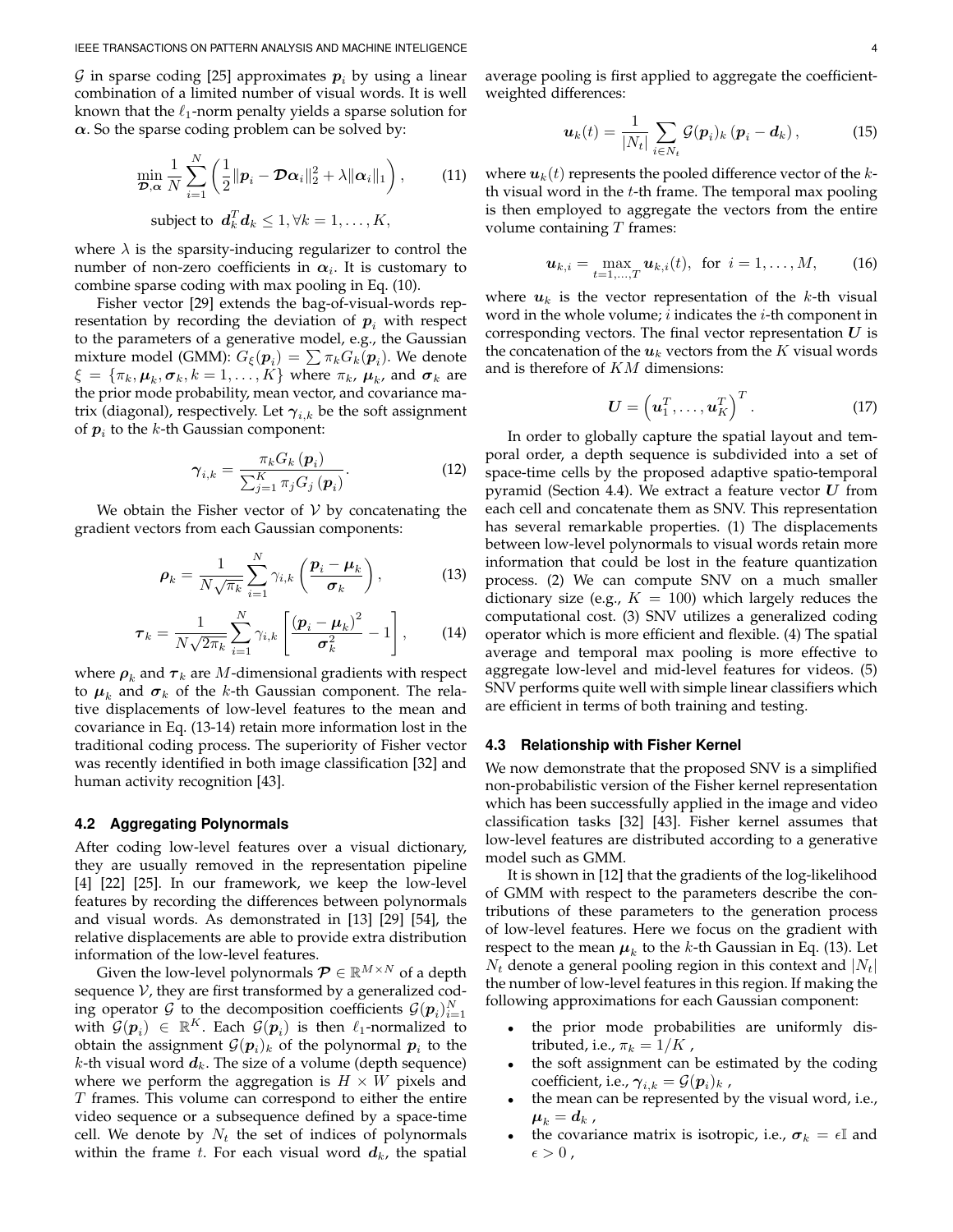$\mathcal{G}$ in sparse coding [25] approximates $\boldsymbol{p}_i$ by using a linear combination of a limited number of visual words. It is well known that the $\ell_1$-norm penalty yields a sparse solution for $\boldsymbol{\alpha}$. So the sparse coding problem can be solved by:

$$\min_{\boldsymbol{\mathcal{D}},\boldsymbol{\alpha}} \frac{1}{N}\sum_{i=1}^{N}\left(\frac{1}{2}\|\boldsymbol{p}_i - \boldsymbol{\mathcal{D}}\boldsymbol{\alpha}_i\|_2^2 + \lambda\|\boldsymbol{\alpha}_i\|_1\right), \tag{11}$$
$$\text{subject to } \ \boldsymbol{d}_k^T\boldsymbol{d}_k \leq 1, \forall k = 1,\ldots,K,$$

where $\lambda$ is the sparsity-inducing regularizer to control the number of non-zero coefficients in $\boldsymbol{\alpha}_i$. It is customary to combine sparse coding with max pooling in Eq. (10).

Fisher vector [29] extends the bag-of-visual-words representation by recording the deviation of $\boldsymbol{p}_i$ with respect to the parameters of a generative model, e.g., the Gaussian mixture model (GMM): $G_\xi(\boldsymbol{p}_i) = \sum \pi_k G_k(\boldsymbol{p}_i)$. We denote $\xi = \{\pi_k, \boldsymbol{\mu}_k, \boldsymbol{\sigma}_k, k = 1,\ldots,K\}$ where $\pi_k$, $\boldsymbol{\mu}_k$, and $\boldsymbol{\sigma}_k$ are the prior mode probability, mean vector, and covariance matrix (diagonal), respectively. Let $\boldsymbol{\gamma}_{i,k}$ be the soft assignment of $\boldsymbol{p}_i$ to the $k$-th Gaussian component:

$$\boldsymbol{\gamma}_{i,k} = \frac{\pi_k G_k(\boldsymbol{p}_i)}{\sum_{j=1}^{K}\pi_j G_j(\boldsymbol{p}_i)}. \tag{12}$$

We obtain the Fisher vector of $\mathcal{V}$ by concatenating the gradient vectors from each Gaussian components:

$$\boldsymbol{\rho}_k = \frac{1}{N\sqrt{\pi_k}}\sum_{i=1}^{N}\gamma_{i,k}\left(\frac{\boldsymbol{p}_i - \boldsymbol{\mu}_k}{\boldsymbol{\sigma}_k}\right), \tag{13}$$

$$\boldsymbol{\tau}_k = \frac{1}{N\sqrt{2\pi_k}}\sum_{i=1}^{N}\gamma_{i,k}\left[\frac{(\boldsymbol{p}_i - \boldsymbol{\mu}_k)^2}{\boldsymbol{\sigma}_k^2} - 1\right], \tag{14}$$

where $\boldsymbol{\rho}_k$ and $\boldsymbol{\tau}_k$ are $M$-dimensional gradients with respect to $\boldsymbol{\mu}_k$ and $\boldsymbol{\sigma}_k$ of the $k$-th Gaussian component. The relative displacements of low-level features to the mean and covariance in Eq. (13-14) retain more information lost in the traditional coding process. The superiority of Fisher vector was recently identified in both image classification [32] and human activity recognition [43].

### 4.2 Aggregating Polynormals

After coding low-level features over a visual dictionary, they are usually removed in the representation pipeline [4] [22] [25]. In our framework, we keep the low-level features by recording the differences between polynormals and visual words. As demonstrated in [13] [29] [54], the relative displacements are able to provide extra distribution information of the low-level features.

Given the low-level polynormals $\boldsymbol{\mathcal{P}} \in \mathbb{R}^{M\times N}$ of a depth sequence $\mathcal{V}$, they are first transformed by a generalized coding operator $\mathcal{G}$ to the decomposition coefficients $\mathcal{G}(\boldsymbol{p}_i)_{i=1}^N$ with $\mathcal{G}(\boldsymbol{p}_i) \in \mathbb{R}^K$. Each $\mathcal{G}(\boldsymbol{p}_i)$ is then $\ell_1$-normalized to obtain the assignment $\mathcal{G}(\boldsymbol{p}_i)_k$ of the polynormal $\boldsymbol{p}_i$ to the $k$-th visual word $\boldsymbol{d}_k$. The size of a volume (depth sequence) where we perform the aggregation is $H \times W$ pixels and $T$ frames. This volume can correspond to either the entire video sequence or a subsequence defined by a space-time cell. We denote by $N_t$ the set of indices of polynormals within the frame $t$. For each visual word $\boldsymbol{d}_k$, the spatial average pooling is first applied to aggregate the coefficient-weighted differences:

$$\boldsymbol{u}_k(t) = \frac{1}{|N_t|}\sum_{i\in N_t}\mathcal{G}(\boldsymbol{p}_i)_k(\boldsymbol{p}_i - \boldsymbol{d}_k), \tag{15}$$

where $\boldsymbol{u}_k(t)$ represents the pooled difference vector of the $k$-th visual word in the $t$-th frame. The temporal max pooling is then employed to aggregate the vectors from the entire volume containing $T$ frames:

$$\boldsymbol{u}_{k,i} = \max_{t=1,\ldots,T}\boldsymbol{u}_{k,i}(t), \ \text{ for } \ i = 1,\ldots,M, \tag{16}$$

where $\boldsymbol{u}_k$ is the vector representation of the $k$-th visual word in the whole volume; $i$ indicates the $i$-th component in corresponding vectors. The final vector representation $\boldsymbol{U}$ is the concatenation of the $\boldsymbol{u}_k$ vectors from the $K$ visual words and is therefore of $KM$ dimensions:

$$\boldsymbol{U} = \left(\boldsymbol{u}_1^T,\ldots,\boldsymbol{u}_K^T\right)^T. \tag{17}$$

In order to globally capture the spatial layout and temporal order, a depth sequence is subdivided into a set of space-time cells by the proposed adaptive spatio-temporal pyramid (Section 4.4). We extract a feature vector $\boldsymbol{U}$ from each cell and concatenate them as SNV. This representation has several remarkable properties. (1) The displacements between low-level polynormals to visual words retain more information that could be lost in the feature quantization process. (2) We can compute SNV on a much smaller dictionary size (e.g., $K = 100$) which largely reduces the computational cost. (3) SNV utilizes a generalized coding operator which is more efficient and flexible. (4) The spatial average and temporal max pooling is more effective to aggregate low-level and mid-level features for videos. (5) SNV performs quite well with simple linear classifiers which are efficient in terms of both training and testing.

### 4.3 Relationship with Fisher Kernel

We now demonstrate that the proposed SNV is a simplified non-probabilistic version of the Fisher kernel representation which has been successfully applied in the image and video classification tasks [32] [43]. Fisher kernel assumes that low-level features are distributed according to a generative model such as GMM.

It is shown in [12] that the gradients of the log-likelihood of GMM with respect to the parameters describe the contributions of these parameters to the generation process of low-level features. Here we focus on the gradient with respect to the mean $\boldsymbol{\mu}_k$ to the $k$-th Gaussian in Eq. (13). Let $N_t$ denote a general pooling region in this context and $|N_t|$ the number of low-level features in this region. If making the following approximations for each Gaussian component:

- the prior mode probabilities are uniformly distributed, i.e., $\pi_k = 1/K$ ,
- the soft assignment can be estimated by the coding coefficient, i.e., $\boldsymbol{\gamma}_{i,k} = \mathcal{G}(\boldsymbol{p}_i)_k$ ,
- the mean can be represented by the visual word, i.e., $\boldsymbol{\mu}_k = \boldsymbol{d}_k$ ,
- the covariance matrix is isotropic, i.e., $\boldsymbol{\sigma}_k = \epsilon\mathbb{I}$ and $\epsilon > 0$ ,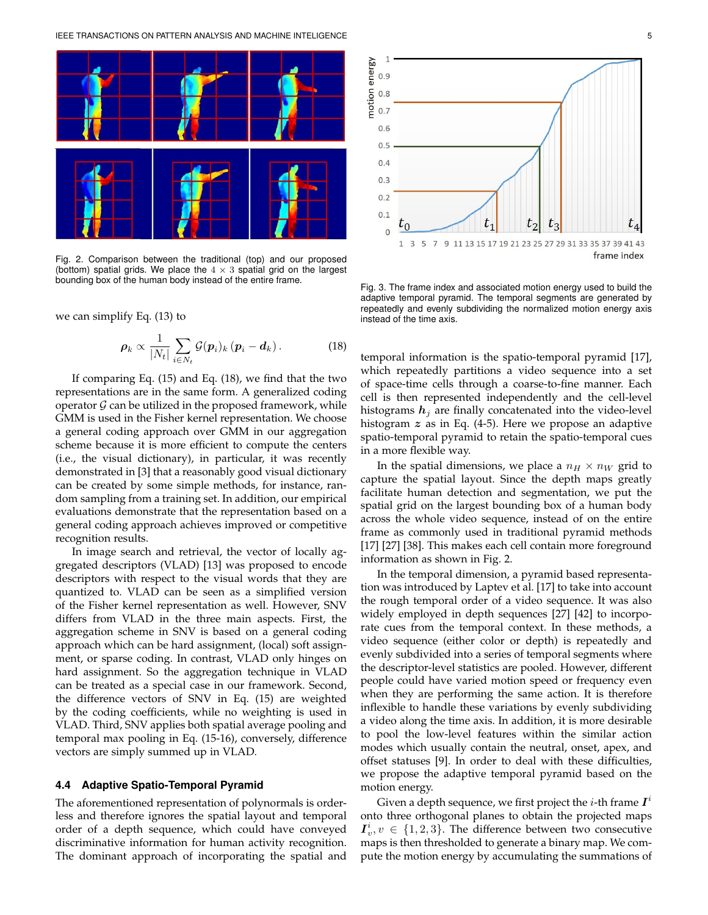Fig. 2. Comparison between the traditional (top) and our proposed (bottom) spatial grids. We place the $4 \times 3$ spatial grid on the largest bounding box of the human body instead of the entire frame.

we can simplify Eq. (13) to

$$\boldsymbol{\rho}_k \propto \frac{1}{|N_t|} \sum_{i \in N_t} \mathcal{G}(\boldsymbol{p}_i)_k \left( \boldsymbol{p}_i - \boldsymbol{d}_k \right). \tag{18}$$

If comparing Eq. (15) and Eq. (18), we find that the two representations are in the same form. A generalized coding operator $\mathcal{G}$ can be utilized in the proposed framework, while GMM is used in the Fisher kernel representation. We choose a general coding approach over GMM in our aggregation scheme because it is more efficient to compute the centers (i.e., the visual dictionary), in particular, it was recently demonstrated in [3] that a reasonably good visual dictionary can be created by some simple methods, for instance, random sampling from a training set. In addition, our empirical evaluations demonstrate that the representation based on a general coding approach achieves improved or competitive recognition results.

In image search and retrieval, the vector of locally aggregated descriptors (VLAD) [13] was proposed to encode descriptors with respect to the visual words that they are quantized to. VLAD can be seen as a simplified version of the Fisher kernel representation as well. However, SNV differs from VLAD in the three main aspects. First, the aggregation scheme in SNV is based on a general coding approach which can be hard assignment, (local) soft assignment, or sparse coding. In contrast, VLAD only hinges on hard assignment. So the aggregation technique in VLAD can be treated as a special case in our framework. Second, the difference vectors of SNV in Eq. (15) are weighted by the coding coefficients, while no weighting is used in VLAD. Third, SNV applies both spatial average pooling and temporal max pooling in Eq. (15-16), conversely, difference vectors are simply summed up in VLAD.

### 4.4 Adaptive Spatio-Temporal Pyramid

The aforementioned representation of polynormals is orderless and therefore ignores the spatial layout and temporal order of a depth sequence, which could have conveyed discriminative information for human activity recognition. The dominant approach of incorporating the spatial and temporal information is the spatio-temporal pyramid [17], which repeatedly partitions a video sequence into a set of space-time cells through a coarse-to-fine manner. Each cell is then represented independently and the cell-level histograms $\boldsymbol{h}_j$ are finally concatenated into the video-level histogram $\boldsymbol{z}$ as in Eq. (4-5). Here we propose an adaptive spatio-temporal pyramid to retain the spatio-temporal cues in a more flexible way.

Fig. 3. The frame index and associated motion energy used to build the adaptive temporal pyramid. The temporal segments are generated by repeatedly and evenly subdividing the normalized motion energy axis instead of the time axis.

In the spatial dimensions, we place a $n_H \times n_W$ grid to capture the spatial layout. Since the depth maps greatly facilitate human detection and segmentation, we put the spatial grid on the largest bounding box of a human body across the whole video sequence, instead of on the entire frame as commonly used in traditional pyramid methods [17] [27] [38]. This makes each cell contain more foreground information as shown in Fig. 2.

In the temporal dimension, a pyramid based representation was introduced by Laptev et al. [17] to take into account the rough temporal order of a video sequence. It was also widely employed in depth sequences [27] [42] to incorporate cues from the temporal context. In these methods, a video sequence (either color or depth) is repeatedly and evenly subdivided into a series of temporal segments where the descriptor-level statistics are pooled. However, different people could have varied motion speed or frequency even when they are performing the same action. It is therefore inflexible to handle these variations by evenly subdividing a video along the time axis. In addition, it is more desirable to pool the low-level features within the similar action modes which usually contain the neutral, onset, apex, and offset statuses [9]. In order to deal with these difficulties, we propose the adaptive temporal pyramid based on the motion energy.

Given a depth sequence, we first project the $i$-th frame $\boldsymbol{I}^i$ onto three orthogonal planes to obtain the projected maps $\boldsymbol{I}^i_v, v \in \{1, 2, 3\}$. The difference between two consecutive maps is then thresholded to generate a binary map. We compute the motion energy by accumulating the summations of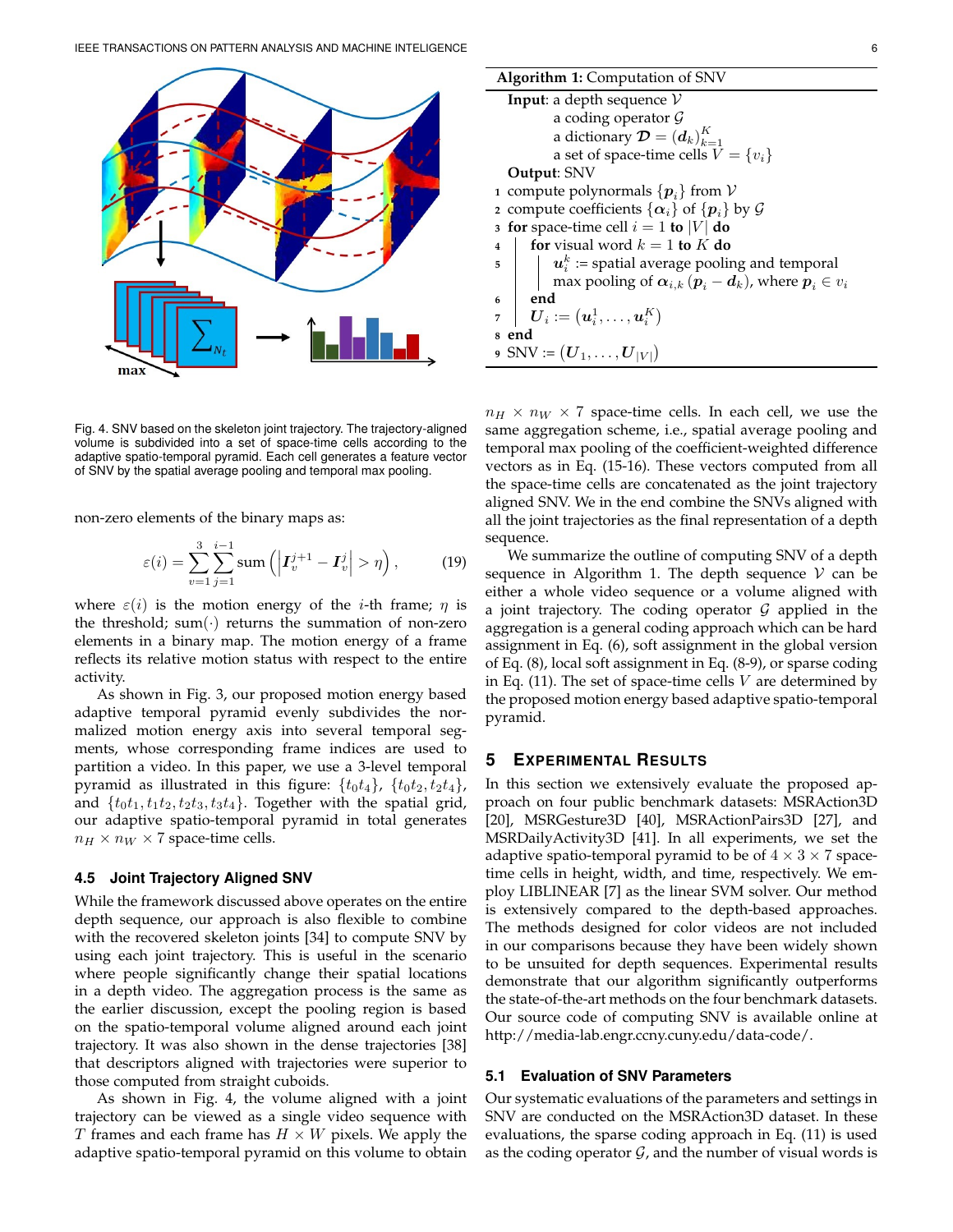Fig. 4. SNV based on the skeleton joint trajectory. The trajectory-aligned volume is subdivided into a set of space-time cells according to the adaptive spatio-temporal pyramid. Each cell generates a feature vector of SNV by the spatial average pooling and temporal max pooling.

non-zero elements of the binary maps as:

$$\varepsilon(i) = \sum_{v=1}^{3} \sum_{j=1}^{i-1} \text{sum}\left( \left| \boldsymbol{I}_v^{j+1} - \boldsymbol{I}_v^{j} \right| > \eta \right), \tag{19}$$

where $\varepsilon(i)$ is the motion energy of the $i$-th frame; $\eta$ is the threshold; sum$(\cdot)$ returns the summation of non-zero elements in a binary map. The motion energy of a frame reflects its relative motion status with respect to the entire activity.

As shown in Fig. 3, our proposed motion energy based adaptive temporal pyramid evenly subdivides the normalized motion energy axis into several temporal segments, whose corresponding frame indices are used to partition a video. In this paper, we use a 3-level temporal pyramid as illustrated in this figure: $\{t_0t_4\}$, $\{t_0t_2, t_2t_4\}$, and $\{t_0t_1, t_1t_2, t_2t_3, t_3t_4\}$. Together with the spatial grid, our adaptive spatio-temporal pyramid in total generates $n_H \times n_W \times 7$ space-time cells.

### 4.5 Joint Trajectory Aligned SNV

While the framework discussed above operates on the entire depth sequence, our approach is also flexible to combine with the recovered skeleton joints [34] to compute SNV by using each joint trajectory. This is useful in the scenario where people significantly change their spatial locations in a depth video. The aggregation process is the same as the earlier discussion, except the pooling region is based on the spatio-temporal volume aligned around each joint trajectory. It was also shown in the dense trajectories [38] that descriptors aligned with trajectories were superior to those computed from straight cuboids.

As shown in Fig. 4, the volume aligned with a joint trajectory can be viewed as a single video sequence with $T$ frames and each frame has $H \times W$ pixels. We apply the adaptive spatio-temporal pyramid on this volume to obtain $n_H \times n_W \times 7$ space-time cells. In each cell, we use the same aggregation scheme, i.e., spatial average pooling and temporal max pooling of the coefficient-weighted difference vectors as in Eq. (15-16). These vectors computed from all the space-time cells are concatenated as the joint trajectory aligned SNV. We in the end combine the SNVs aligned with all the joint trajectories as the final representation of a depth sequence.

**Algorithm 1:** Computation of SNV

**Input**: a depth sequence $\mathcal{V}$
  a coding operator $\mathcal{G}$
  a dictionary $\boldsymbol{\mathcal{D}} = (\boldsymbol{d}_k)_{k=1}^{K}$
  a set of space-time cells $V = \{v_i\}$
**Output**: SNV

1. compute polynomials $\{\boldsymbol{p}_i\}$ from $\mathcal{V}$
2. compute coefficients $\{\boldsymbol{\alpha}_i\}$ of $\{\boldsymbol{p}_i\}$ by $\mathcal{G}$
3. **for** space-time cell $i = 1$ **to** $|V|$ **do**
4.   **for** visual word $k = 1$ **to** $K$ **do**
5.     $\boldsymbol{u}_i^k$ := spatial average pooling and temporal max pooling of $\boldsymbol{\alpha}_{i,k} (\boldsymbol{p}_i - \boldsymbol{d}_k)$, where $\boldsymbol{p}_i \in v_i$
6.   **end**
7.   $\boldsymbol{U}_i := (\boldsymbol{u}_i^1, \ldots, \boldsymbol{u}_i^K)$
8. **end**
9. SNV := $(\boldsymbol{U}_1, \ldots, \boldsymbol{U}_{|V|})$

We summarize the outline of computing SNV of a depth sequence in Algorithm 1. The depth sequence $\mathcal{V}$ can be either a whole video sequence or a volume aligned with a joint trajectory. The coding operator $\mathcal{G}$ applied in the aggregation is a general coding approach which can be hard assignment in Eq. (6), soft assignment in the global version of Eq. (8), local soft assignment in Eq. (8-9), or sparse coding in Eq. (11). The set of space-time cells $V$ are determined by the proposed motion energy based adaptive spatio-temporal pyramid.

## 5 Experimental Results

In this section we extensively evaluate the proposed approach on four public benchmark datasets: MSRAction3D [20], MSRGesture3D [40], MSRActionPairs3D [27], and MSRDailyActivity3D [41]. In all experiments, we set the adaptive spatio-temporal pyramid to be of $4 \times 3 \times 7$ space-time cells in height, width, and time, respectively. We employ LIBLINEAR [7] as the linear SVM solver. Our method is extensively compared to the depth-based approaches. The methods designed for color videos are not included in our comparisons because they have been widely shown to be unsuited for depth sequences. Experimental results demonstrate that our algorithm significantly outperforms the state-of-the-art methods on the four benchmark datasets. Our source code of computing SNV is available online at http://media-lab.engr.ccny.cuny.edu/data-code/.

### 5.1 Evaluation of SNV Parameters

Our systematic evaluations of the parameters and settings in SNV are conducted on the MSRAction3D dataset. In these evaluations, the sparse coding approach in Eq. (11) is used as the coding operator $\mathcal{G}$, and the number of visual words is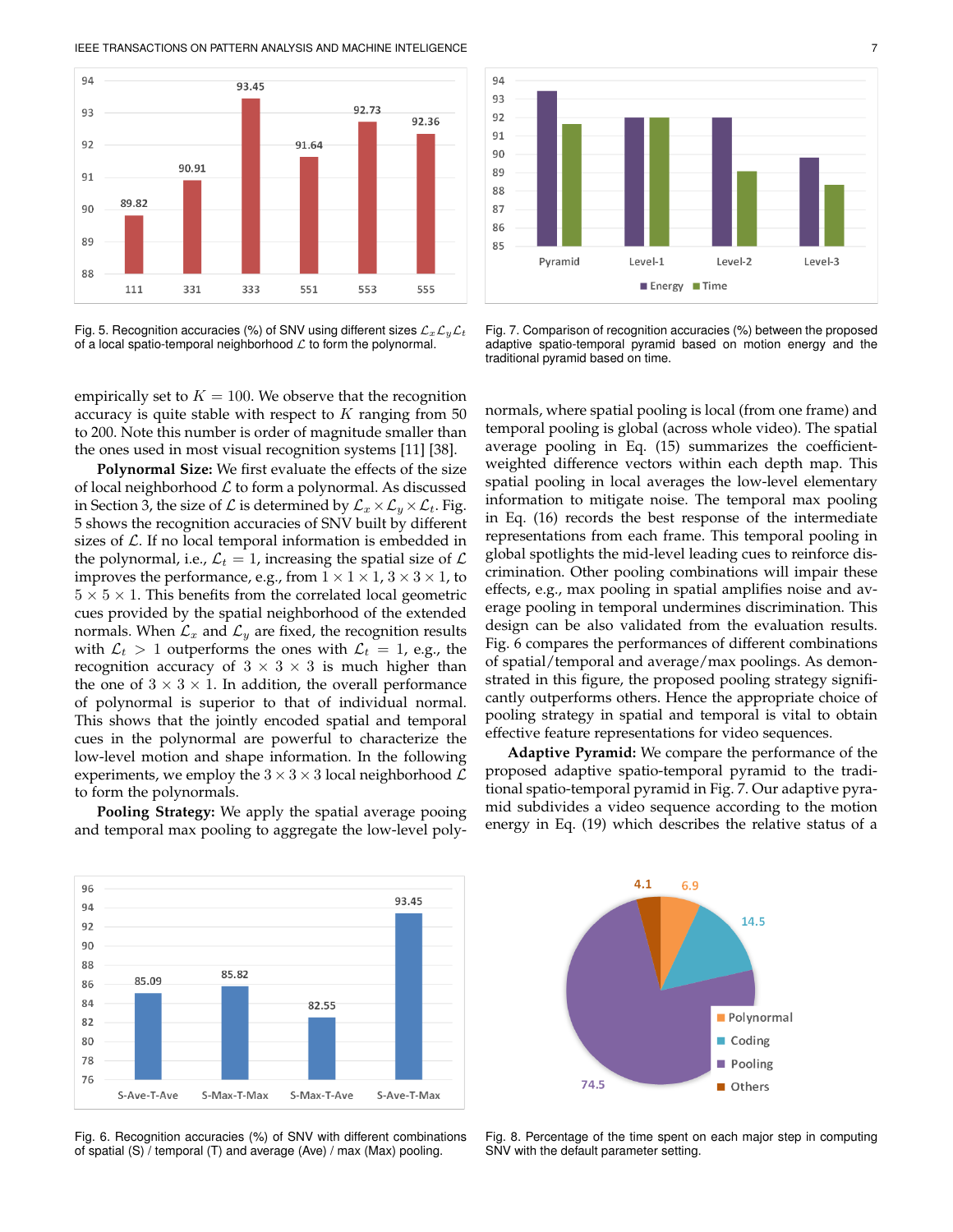Fig. 5. Recognition accuracies (%) of SNV using different sizes $\mathcal{L}_x\mathcal{L}_y\mathcal{L}_t$ of a local spatio-temporal neighborhood $\mathcal{L}$ to form the polynormal.

Fig. 7. Comparison of recognition accuracies (%) between the proposed adaptive spatio-temporal pyramid based on motion energy and the traditional pyramid based on time.

empirically set to $K = 100$. We observe that the recognition accuracy is quite stable with respect to $K$ ranging from 50 to 200. Note this number is order of magnitude smaller than the ones used in most visual recognition systems [11] [38].

**Polynormal Size:** We first evaluate the effects of the size of local neighborhood $\mathcal{L}$ to form a polynormal. As discussed in Section 3, the size of $\mathcal{L}$ is determined by $\mathcal{L}_x \times \mathcal{L}_y \times \mathcal{L}_t$. Fig. 5 shows the recognition accuracies of SNV built by different sizes of $\mathcal{L}$. If no local temporal information is embedded in the polynormal, i.e., $\mathcal{L}_t = 1$, increasing the spatial size of $\mathcal{L}$ improves the performance, e.g., from $1 \times 1 \times 1$, $3 \times 3 \times 1$, to $5 \times 5 \times 1$. This benefits from the correlated local geometric cues provided by the spatial neighborhood of the extended normals. When $\mathcal{L}_x$ and $\mathcal{L}_y$ are fixed, the recognition results with $\mathcal{L}_t > 1$ outperforms the ones with $\mathcal{L}_t = 1$, e.g., the recognition accuracy of $3 \times 3 \times 3$ is much higher than the one of $3 \times 3 \times 1$. In addition, the overall performance of polynormal is superior to that of individual normal. This shows that the jointly encoded spatial and temporal cues in the polynormal are powerful to characterize the low-level motion and shape information. In the following experiments, we employ the $3 \times 3 \times 3$ local neighborhood $\mathcal{L}$ to form the polynormals.

**Pooling Strategy:** We apply the spatial average pooing and temporal max pooling to aggregate the low-level polynormals, where spatial pooling is local (from one frame) and temporal pooling is global (across whole video). The spatial average pooling in Eq. (15) summarizes the coefficient-weighted difference vectors within each depth map. This spatial pooling in local averages the low-level elementary information to mitigate noise. The temporal max pooling in Eq. (16) records the best response of the intermediate representations from each frame. This temporal pooling in global spotlights the mid-level leading cues to reinforce discrimination. Other pooling combinations will impair these effects, e.g., max pooling in spatial amplifies noise and average pooling in temporal undermines discrimination. This design can be also validated from the evaluation results. Fig. 6 compares the performances of different combinations of spatial/temporal and average/max poolings. As demonstrated in this figure, the proposed pooling strategy significantly outperforms others. Hence the appropriate choice of pooling strategy in spatial and temporal is vital to obtain effective feature representations for video sequences.

**Adaptive Pyramid:** We compare the performance of the proposed adaptive spatio-temporal pyramid to the traditional spatio-temporal pyramid in Fig. 7. Our adaptive pyramid subdivides a video sequence according to the motion energy in Eq. (19) which describes the relative status of a

Fig. 6. Recognition accuracies (%) of SNV with different combinations of spatial (S) / temporal (T) and average (Ave) / max (Max) pooling.

Fig. 8. Percentage of the time spent on each major step in computing SNV with the default parameter setting.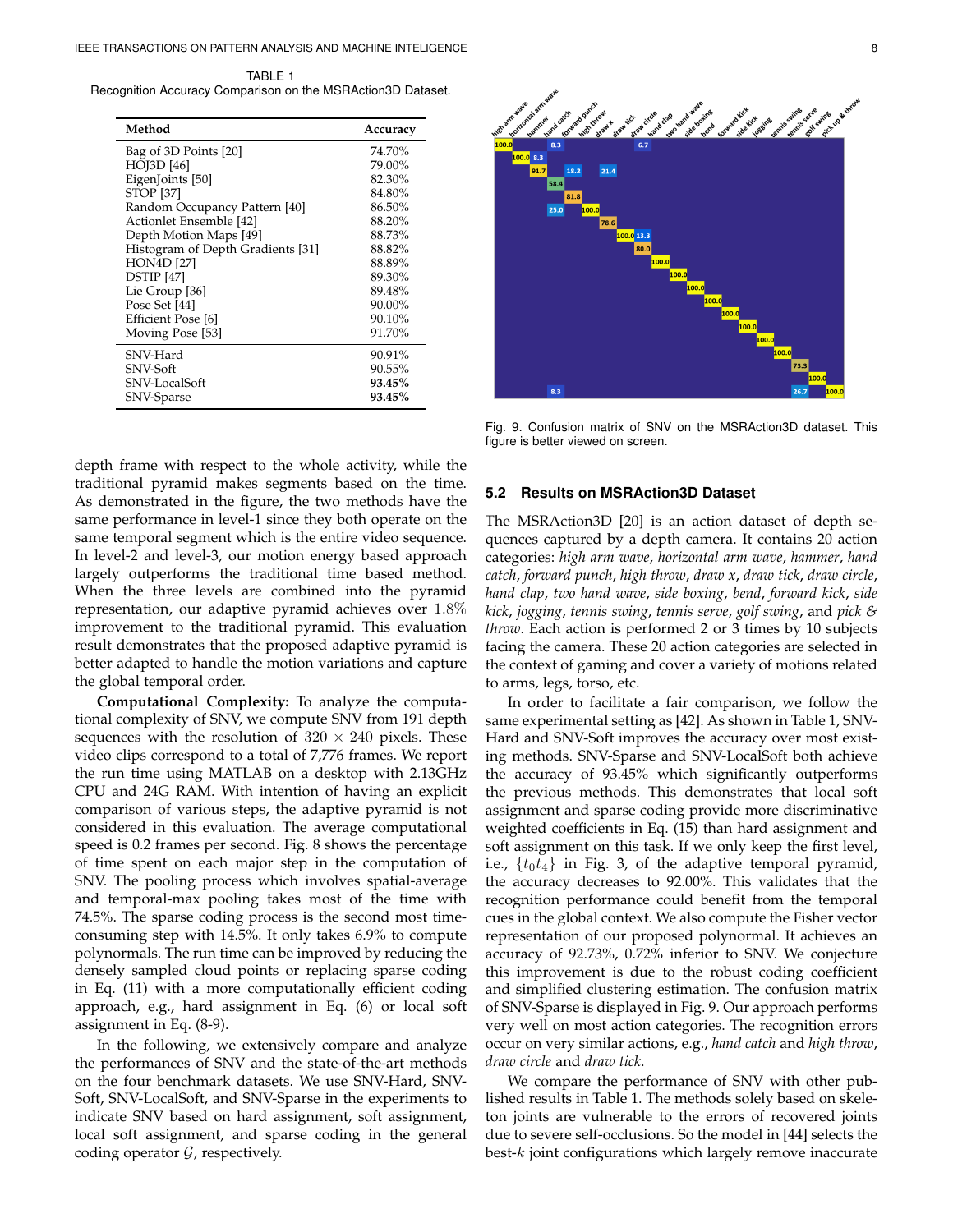TABLE 1
Recognition Accuracy Comparison on the MSRAction3D Dataset.

| Method | Accuracy |
|---|---|
| Bag of 3D Points [20] | 74.70% |
| HOJ3D [46] | 79.00% |
| EigenJoints [50] | 82.30% |
| STOP [37] | 84.80% |
| Random Occupancy Pattern [40] | 86.50% |
| Actionlet Ensemble [42] | 88.20% |
| Depth Motion Maps [49] | 88.73% |
| Histogram of Depth Gradients [31] | 88.82% |
| HON4D [27] | 88.89% |
| DSTIP [47] | 89.30% |
| Lie Group [36] | 89.48% |
| Pose Set [44] | 90.00% |
| Efficient Pose [6] | 90.10% |
| Moving Pose [53] | 91.70% |
| SNV-Hard | 90.91% |
| SNV-Soft | 90.55% |
| SNV-LocalSoft | **93.45%** |
| SNV-Sparse | **93.45%** |

depth frame with respect to the whole activity, while the traditional pyramid makes segments based on the time. As demonstrated in the figure, the two methods have the same performance in level-1 since they both operate on the same temporal segment which is the entire video sequence. In level-2 and level-3, our motion energy based approach largely outperforms the traditional time based method. When the three levels are combined into the pyramid representation, our adaptive pyramid achieves over $1.8\%$ improvement to the traditional pyramid. This evaluation result demonstrates that the proposed adaptive pyramid is better adapted to handle the motion variations and capture the global temporal order.

**Computational Complexity:** To analyze the computational complexity of SNV, we compute SNV from 191 depth sequences with the resolution of $320 \times 240$ pixels. These video clips correspond to a total of 7,776 frames. We report the run time using MATLAB on a desktop with 2.13GHz CPU and 24G RAM. With intention of having an explicit comparison of various steps, the adaptive pyramid is not considered in this evaluation. The average computational speed is 0.2 frames per second. Fig. 8 shows the percentage of time spent on each major step in the computation of SNV. The pooling process which involves spatial-average and temporal-max pooling takes most of the time with 74.5%. The sparse coding process is the second most time-consuming step with 14.5%. It only takes 6.9% to compute polynormals. The run time can be improved by reducing the densely sampled cloud points or replacing sparse coding in Eq. (11) with a more computationally efficient coding approach, e.g., hard assignment in Eq. (6) or local soft assignment in Eq. (8-9).

In the following, we extensively compare and analyze the performances of SNV and the state-of-the-art methods on the four benchmark datasets. We use SNV-Hard, SNV-Soft, SNV-LocalSoft, and SNV-Sparse in the experiments to indicate SNV based on hard assignment, soft assignment, local soft assignment, and sparse coding in the general coding operator $\mathcal{G}$, respectively.

Fig. 9. Confusion matrix of SNV on the MSRAction3D dataset. This figure is better viewed on screen.

### 5.2 Results on MSRAction3D Dataset

The MSRAction3D [20] is an action dataset of depth sequences captured by a depth camera. It contains 20 action categories: *high arm wave*, *horizontal arm wave*, *hammer*, *hand catch*, *forward punch*, *high throw*, *draw x*, *draw tick*, *draw circle*, *hand clap*, *two hand wave*, *side boxing*, *bend*, *forward kick*, *side kick*, *jogging*, *tennis swing*, *tennis serve*, *golf swing*, and *pick & throw*. Each action is performed 2 or 3 times by 10 subjects facing the camera. These 20 action categories are selected in the context of gaming and cover a variety of motions related to arms, legs, torso, etc.

In order to facilitate a fair comparison, we follow the same experimental setting as [42]. As shown in Table 1, SNV-Hard and SNV-Soft improves the accuracy over most existing methods. SNV-Sparse and SNV-LocalSoft both achieve the accuracy of 93.45% which significantly outperforms the previous methods. This demonstrates that local soft assignment and sparse coding provide more discriminative weighted coefficients in Eq. (15) than hard assignment and soft assignment on this task. If we only keep the first level, i.e., $\{t_0 t_4\}$ in Fig. 3, of the adaptive temporal pyramid, the accuracy decreases to 92.00%. This validates that the recognition performance could benefit from the temporal cues in the global context. We also compute the Fisher vector representation of our proposed polynormal. It achieves an accuracy of 92.73%, 0.72% inferior to SNV. We conjecture this improvement is due to the robust coding coefficient and simplified clustering estimation. The confusion matrix of SNV-Sparse is displayed in Fig. 9. Our approach performs very well on most action categories. The recognition errors occur on very similar actions, e.g., *hand catch* and *high throw*, *draw circle* and *draw tick*.

We compare the performance of SNV with other published results in Table 1. The methods solely based on skeleton joints are vulnerable to the errors of recovered joints due to severe self-occlusions. So the model in [44] selects the best-$k$ joint configurations which largely remove inaccurate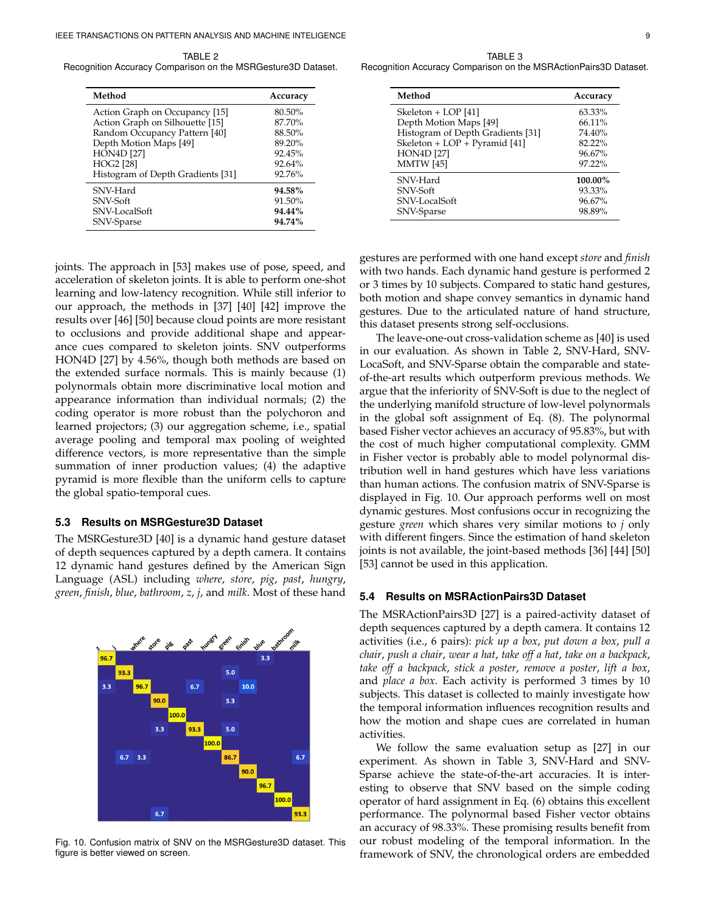TABLE 2
Recognition Accuracy Comparison on the MSRGesture3D Dataset.

| Method | Accuracy |
| --- | --- |
| Action Graph on Occupancy [15] | 80.50% |
| Action Graph on Silhouette [15] | 87.70% |
| Random Occupancy Pattern [40] | 88.50% |
| Depth Motion Maps [49] | 89.20% |
| HON4D [27] | 92.45% |
| HOG2 [28] | 92.64% |
| Histogram of Depth Gradients [31] | 92.76% |
| SNV-Hard | **94.58%** |
| SNV-Soft | 91.50% |
| SNV-LocalSoft | **94.44%** |
| SNV-Sparse | **94.74%** |

TABLE 3
Recognition Accuracy Comparison on the MSRActionPairs3D Dataset.

| Method | Accuracy |
| --- | --- |
| Skeleton + LOP [41] | 63.33% |
| Depth Motion Maps [49] | 66.11% |
| Histogram of Depth Gradients [31] | 74.40% |
| Skeleton + LOP + Pyramid [41] | 82.22% |
| HON4D [27] | 96.67% |
| MMTW [45] | 97.22% |
| SNV-Hard | **100.00%** |
| SNV-Soft | 93.33% |
| SNV-LocalSoft | 96.67% |
| SNV-Sparse | 98.89% |

joints. The approach in [53] makes use of pose, speed, and acceleration of skeleton joints. It is able to perform one-shot learning and low-latency recognition. While still inferior to our approach, the methods in [37] [40] [42] improve the results over [46] [50] because cloud points are more resistant to occlusions and provide additional shape and appearance cues compared to skeleton joints. SNV outperforms HON4D [27] by 4.56%, though both methods are based on the extended surface normals. This is mainly because (1) polynormals obtain more discriminative local motion and appearance information than individual normals; (2) the coding operator is more robust than the polychoron and learned projectors; (3) our aggregation scheme, i.e., spatial average pooling and temporal max pooling of weighted difference vectors, is more representative than the simple summation of inner production values; (4) the adaptive pyramid is more flexible than the uniform cells to capture the global spatio-temporal cues.

### 5.3 Results on MSRGesture3D Dataset

The MSRGesture3D [40] is a dynamic hand gesture dataset of depth sequences captured by a depth camera. It contains 12 dynamic hand gestures defined by the American Sign Language (ASL) including *where*, *store*, *pig*, *past*, *hungry*, *green*, *finish*, *blue*, *bathroom*, *z*, *j*, and *milk*. Most of these hand gestures are performed with one hand except *store* and *finish* with two hands. Each dynamic hand gesture is performed 2 or 3 times by 10 subjects. Compared to static hand gestures, both motion and shape convey semantics in dynamic hand gestures. Due to the articulated nature of hand structure, this dataset presents strong self-occlusions.

The leave-one-out cross-validation scheme as [40] is used in our evaluation. As shown in Table 2, SNV-Hard, SNV-LocaSoft, and SNV-Sparse obtain the comparable and state-of-the-art results which outperform previous methods. We argue that the inferiority of SNV-Soft is due to the neglect of the underlying manifold structure of low-level polynormals in the global soft assignment of Eq. (8). The polynormal based Fisher vector achieves an accuracy of 95.83%, but with the cost of much higher computational complexity. GMM in Fisher vector is probably able to model polynormal distribution well in hand gestures which have less variations than human actions. The confusion matrix of SNV-Sparse is displayed in Fig. 10. Our approach performs well on most dynamic gestures. Most confusions occur in recognizing the gesture *green* which shares very similar motions to *j* only with different fingers. Since the estimation of hand skeleton joints is not available, the joint-based methods [36] [44] [50] [53] cannot be used in this application.

Fig. 10. Confusion matrix of SNV on the MSRGesture3D dataset. This figure is better viewed on screen.

### 5.4 Results on MSRActionPairs3D Dataset

The MSRActionPairs3D [27] is a paired-activity dataset of depth sequences captured by a depth camera. It contains 12 activities (i.e., 6 pairs): *pick up a box*, *put down a box*, *pull a chair*, *push a chair*, *wear a hat*, *take off a hat*, *take on a backpack*, *take off a backpack*, *stick a poster*, *remove a poster*, *lift a box*, and *place a box*. Each activity is performed 3 times by 10 subjects. This dataset is collected to mainly investigate how the temporal information influences recognition results and how the motion and shape cues are correlated in human activities.

We follow the same evaluation setup as [27] in our experiment. As shown in Table 3, SNV-Hard and SNV-Sparse achieve the state-of-the-art accuracies. It is interesting to observe that SNV based on the simple coding operator of hard assignment in Eq. (6) obtains this excellent performance. The polynormal based Fisher vector obtains an accuracy of 98.33%. These promising results benefit from our robust modeling of the temporal information. In the framework of SNV, the chronological orders are embedded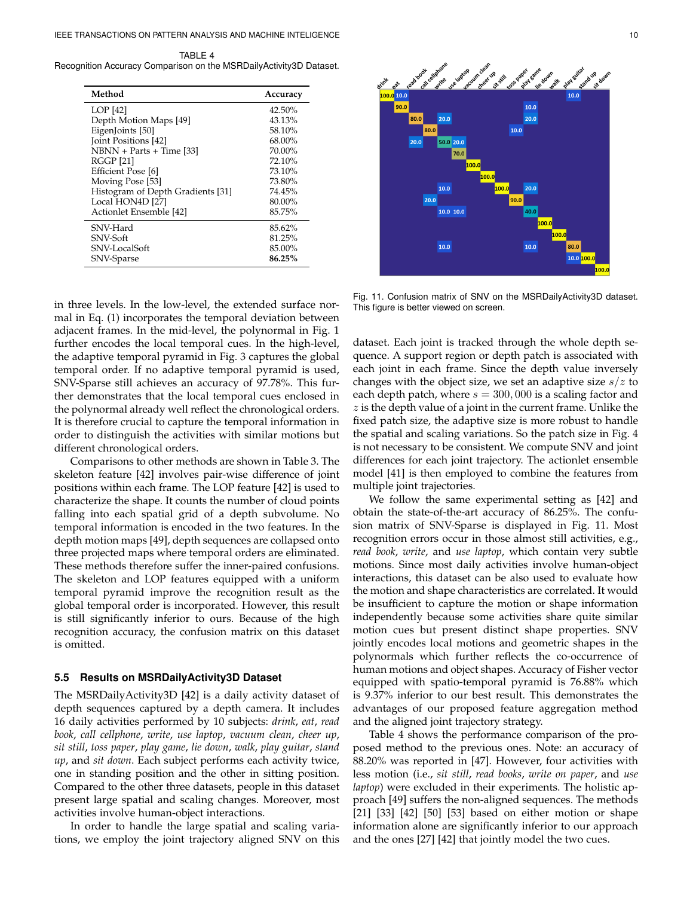TABLE 4
Recognition Accuracy Comparison on the MSRDailyActivity3D Dataset.

| Method | Accuracy |
|---|---|
| LOP [42] | 42.50% |
| Depth Motion Maps [49] | 43.13% |
| EigenJoints [50] | 58.10% |
| Joint Positions [42] | 68.00% |
| NBNN + Parts + Time [33] | 70.00% |
| RGGP [21] | 72.10% |
| Efficient Pose [6] | 73.10% |
| Moving Pose [53] | 73.80% |
| Histogram of Depth Gradients [31] | 74.45% |
| Local HON4D [27] | 80.00% |
| Actionlet Ensemble [42] | 85.75% |
| SNV-Hard | 85.62% |
| SNV-Soft | 81.25% |
| SNV-LocalSoft | 85.00% |
| SNV-Sparse | **86.25%** |

Fig. 11. Confusion matrix of SNV on the MSRDailyActivity3D dataset. This figure is better viewed on screen.

in three levels. In the low-level, the extended surface normal in Eq. (1) incorporates the temporal deviation between adjacent frames. In the mid-level, the polynormal in Fig. 1 further encodes the local temporal cues. In the high-level, the adaptive temporal pyramid in Fig. 3 captures the global temporal order. If no adaptive temporal pyramid is used, SNV-Sparse still achieves an accuracy of 97.78%. This further demonstrates that the local temporal cues enclosed in the polynormal already well reflect the chronological orders. It is therefore crucial to capture the temporal information in order to distinguish the activities with similar motions but different chronological orders.

Comparisons to other methods are shown in Table 3. The skeleton feature [42] involves pair-wise difference of joint positions within each frame. The LOP feature [42] is used to characterize the shape. It counts the number of cloud points falling into each spatial grid of a depth subvolume. No temporal information is encoded in the two features. In the depth motion maps [49], depth sequences are collapsed onto three projected maps where temporal orders are eliminated. These methods therefore suffer the inner-paired confusions. The skeleton and LOP features equipped with a uniform temporal pyramid improve the recognition result as the global temporal order is incorporated. However, this result is still significantly inferior to ours. Because of the high recognition accuracy, the confusion matrix on this dataset is omitted.

### 5.5 Results on MSRDailyActivity3D Dataset

The MSRDailyActivity3D [42] is a daily activity dataset of depth sequences captured by a depth camera. It includes 16 daily activities performed by 10 subjects: *drink*, *eat*, *read book*, *call cellphone*, *write*, *use laptop*, *vacuum clean*, *cheer up*, *sit still*, *toss paper*, *play game*, *lie down*, *walk*, *play guitar*, *stand up*, and *sit down*. Each subject performs each activity twice, one in standing position and the other in sitting position. Compared to the other three datasets, people in this dataset present large spatial and scaling changes. Moreover, most activities involve human-object interactions.

In order to handle the large spatial and scaling variations, we employ the joint trajectory aligned SNV on this dataset. Each joint is tracked through the whole depth sequence. A support region or depth patch is associated with each joint in each frame. Since the depth value inversely changes with the object size, we set an adaptive size $s/z$ to each depth patch, where $s = 300,000$ is a scaling factor and $z$ is the depth value of a joint in the current frame. Unlike the fixed patch size, the adaptive size is more robust to handle the spatial and scaling variations. So the patch size in Fig. 4 is not necessary to be consistent. We compute SNV and joint differences for each joint trajectory. The actionlet ensemble model [41] is then employed to combine the features from multiple joint trajectories.

We follow the same experimental setting as [42] and obtain the state-of-the-art accuracy of 86.25%. The confusion matrix of SNV-Sparse is displayed in Fig. 11. Most recognition errors occur in those almost still activities, e.g., *read book*, *write*, and *use laptop*, which contain very subtle motions. Since most daily activities involve human-object interactions, this dataset can be also used to evaluate how the motion and shape characteristics are correlated. It would be insufficient to capture the motion or shape information independently because some activities share quite similar motion cues but present distinct shape properties. SNV jointly encodes local motions and geometric shapes in the polynormals which further reflects the co-occurrence of human motions and object shapes. Accuracy of Fisher vector equipped with spatio-temporal pyramid is 76.88% which is 9.37% inferior to our best result. This demonstrates the advantages of our proposed feature aggregation method and the aligned joint trajectory strategy.

Table 4 shows the performance comparison of the proposed method to the previous ones. Note: an accuracy of 88.20% was reported in [47]. However, four activities with less motion (i.e., *sit still*, *read books*, *write on paper*, and *use laptop*) were excluded in their experiments. The holistic approach [49] suffers the non-aligned sequences. The methods [21] [33] [42] [50] [53] based on either motion or shape information alone are significantly inferior to our approach and the ones [27] [42] that jointly model the two cues.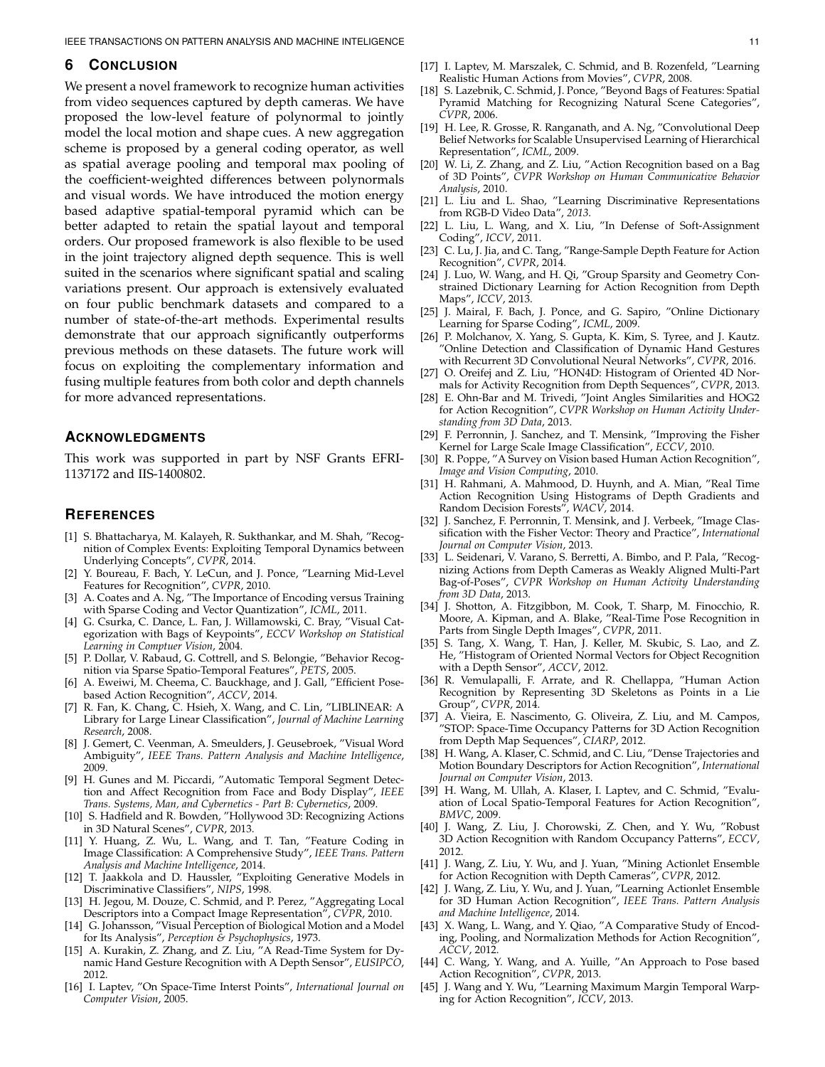## 6 Conclusion

We present a novel framework to recognize human activities from video sequences captured by depth cameras. We have proposed the low-level feature of polynormal to jointly model the local motion and shape cues. A new aggregation scheme is proposed by a general coding operator, as well as spatial average pooling and temporal max pooling of the coefficient-weighted differences between polynormals and visual words. We have introduced the motion energy based adaptive spatial-temporal pyramid which can be better adapted to retain the spatial layout and temporal orders. Our proposed framework is also flexible to be used in the joint trajectory aligned depth sequence. This is well suited in the scenarios where significant spatial and scaling variations present. Our approach is extensively evaluated on four public benchmark datasets and compared to a number of state-of-the-art methods. Experimental results demonstrate that our approach significantly outperforms previous methods on these datasets. The future work will focus on exploiting the complementary information and fusing multiple features from both color and depth channels for more advanced representations.

## Acknowledgments

This work was supported in part by NSF Grants EFRI-1137172 and IIS-1400802.

## References

[1] S. Bhattacharya, M. Kalayeh, R. Sukthankar, and M. Shah, "Recognition of Complex Events: Exploiting Temporal Dynamics between Underlying Concepts", *CVPR*, 2014.

[2] Y. Boureau, F. Bach, Y. LeCun, and J. Ponce, "Learning Mid-Level Features for Recognition", *CVPR*, 2010.

[3] A. Coates and A. Ng, "The Importance of Encoding versus Training with Sparse Coding and Vector Quantization", *ICML*, 2011.

[4] G. Csurka, C. Dance, L. Fan, J. Willamowski, C. Bray, "Visual Categorization with Bags of Keypoints", *ECCV Workshop on Statistical Learning in Comptuer Vision*, 2004.

[5] P. Dollar, V. Rabaud, G. Cottrell, and S. Belongie, "Behavior Recognition via Sparse Spatio-Temporal Features", *PETS*, 2005.

[6] A. Eweiwi, M. Cheema, C. Bauckhage, and J. Gall, "Efficient Pose-based Action Recognition", *ACCV*, 2014.

[7] R. Fan, K. Chang, C. Hsieh, X. Wang, and C. Lin, "LIBLINEAR: A Library for Large Linear Classification", *Journal of Machine Learning Research*, 2008.

[8] J. Gemert, C. Veenman, A. Smeulders, J. Geusebroek, "Visual Word Ambiguity", *IEEE Trans. Pattern Analysis and Machine Intelligence*, 2009.

[9] H. Gunes and M. Piccardi, "Automatic Temporal Segment Detection and Affect Recognition from Face and Body Display", *IEEE Trans. Systems, Man, and Cybernetics - Part B: Cybernetics*, 2009.

[10] S. Hadfield and R. Bowden, "Hollywood 3D: Recognizing Actions in 3D Natural Scenes", *CVPR*, 2013.

[11] Y. Huang, Z. Wu, L. Wang, and T. Tan, "Feature Coding in Image Classification: A Comprehensive Study", *IEEE Trans. Pattern Analysis and Machine Intelligence*, 2014.

[12] T. Jaakkola and D. Haussler, "Exploiting Generative Models in Discriminative Classifiers", *NIPS*, 1998.

[13] H. Jegou, M. Douze, C. Schmid, and P. Perez, "Aggregating Local Descriptors into a Compact Image Representation", *CVPR*, 2010.

[14] G. Johansson, "Visual Perception of Biological Motion and a Model for Its Analysis", *Perception & Psychophysics*, 1973.

[15] A. Kurakin, Z. Zhang, and Z. Liu, "A Read-Time System for Dynamic Hand Gesture Recognition with A Depth Sensor", *EUSIPCO*, 2012.

[16] I. Laptev, "On Space-Time Interst Points", *International Journal on Computer Vision*, 2005.

[17] I. Laptev, M. Marszalek, C. Schmid, and B. Rozenfeld, "Learning Realistic Human Actions from Movies", *CVPR*, 2008.

[18] S. Lazebnik, C. Schmid, J. Ponce, "Beyond Bags of Features: Spatial Pyramid Matching for Recognizing Natural Scene Categories", *CVPR*, 2006.

[19] H. Lee, R. Grosse, R. Ranganath, and A. Ng, "Convolutional Deep Belief Networks for Scalable Unsupervised Learning of Hierarchical Representation", *ICML*, 2009.

[20] W. Li, Z. Zhang, and Z. Liu, "Action Recognition based on a Bag of 3D Points", *CVPR Workshop on Human Communicative Behavior Analysis*, 2010.

[21] L. Liu and L. Shao, "Learning Discriminative Representations from RGB-D Video Data", *2013*.

[22] L. Liu, L. Wang, and X. Liu, "In Defense of Soft-Assignment Coding", *ICCV*, 2011.

[23] C. Lu, J. Jia, and C. Tang, "Range-Sample Depth Feature for Action Recognition", *CVPR*, 2014.

[24] J. Luo, W. Wang, and H. Qi, "Group Sparsity and Geometry Constrained Dictionary Learning for Action Recognition from Depth Maps", *ICCV*, 2013.

[25] J. Mairal, F. Bach, J. Ponce, and G. Sapiro, "Online Dictionary Learning for Sparse Coding", *ICML*, 2009.

[26] P. Molchanov, X. Yang, S. Gupta, K. Kim, S. Tyree, and J. Kautz. "Online Detection and Classification of Dynamic Hand Gestures with Recurrent 3D Convolutional Neural Networks", *CVPR*, 2016.

[27] O. Oreifej and Z. Liu, "HON4D: Histogram of Oriented 4D Normals for Activity Recognition from Depth Sequences", *CVPR*, 2013.

[28] E. Ohn-Bar and M. Trivedi, "Joint Angles Similarities and HOG2 for Action Recognition", *CVPR Workshop on Human Activity Understanding from 3D Data*, 2013.

[29] F. Perronnin, J. Sanchez, and T. Mensink, "Improving the Fisher Kernel for Large Scale Image Classification", *ECCV*, 2010.

[30] R. Poppe, "A Survey on Vision based Human Action Recognition", *Image and Vision Computing*, 2010.

[31] H. Rahmani, A. Mahmood, D. Huynh, and A. Mian, "Real Time Action Recognition Using Histograms of Depth Gradients and Random Decision Forests", *WACV*, 2014.

[32] J. Sanchez, F. Perronnin, T. Mensink, and J. Verbeek, "Image Classification with the Fisher Vector: Theory and Practice", *International Journal on Computer Vision*, 2013.

[33] L. Seidenari, V. Varano, S. Berretti, A. Bimbo, and P. Pala, "Recognizing Actions from Depth Cameras as Weakly Aligned Multi-Part Bag-of-Poses", *CVPR Workshop on Human Activity Understanding from 3D Data*, 2013.

[34] J. Shotton, A. Fitzgibbon, M. Cook, T. Sharp, M. Finocchio, R. Moore, A. Kipman, and A. Blake, "Real-Time Pose Recognition in Parts from Single Depth Images", *CVPR*, 2011.

[35] S. Tang, X. Wang, T. Han, J. Keller, M. Skubic, S. Lao, and Z. He, "Histogram of Oriented Normal Vectors for Object Recognition with a Depth Sensor", *ACCV*, 2012.

[36] R. Vemulapalli, F. Arrate, and R. Chellappa, "Human Action Recognition by Representing 3D Skeletons as Points in a Lie Group", *CVPR*, 2014.

[37] A. Vieira, E. Nascimento, G. Oliveira, Z. Liu, and M. Campos, "STOP: Space-Time Occupancy Patterns for 3D Action Recognition from Depth Map Sequences", *CIARP*, 2012.

[38] H. Wang, A. Klaser, C. Schmid, and C. Liu, "Dense Trajectories and Motion Boundary Descriptors for Action Recognition", *International Journal on Computer Vision*, 2013.

[39] H. Wang, M. Ullah, A. Klaser, I. Laptev, and C. Schmid, "Evaluation of Local Spatio-Temporal Features for Action Recognition", *BMVC*, 2009.

[40] J. Wang, Z. Liu, J. Chorowski, Z. Chen, and Y. Wu, "Robust 3D Action Recognition with Random Occupancy Patterns", *ECCV*, 2012.

[41] J. Wang, Z. Liu, Y. Wu, and J. Yuan, "Mining Actionlet Ensemble for Action Recognition with Depth Cameras", *CVPR*, 2012.

[42] J. Wang, Z. Liu, Y. Wu, and J. Yuan, "Learning Actionlet Ensemble for 3D Human Action Recognition", *IEEE Trans. Pattern Analysis and Machine Intelligence*, 2014.

[43] X. Wang, L. Wang, and Y. Qiao, "A Comparative Study of Encoding, Pooling, and Normalization Methods for Action Recognition", *ACCV*, 2012.

[44] C. Wang, Y. Wang, and A. Yuille, "An Approach to Pose based Action Recognition", *CVPR*, 2013.

[45] J. Wang and Y. Wu, "Learning Maximum Margin Temporal Warping for Action Recognition", *ICCV*, 2013.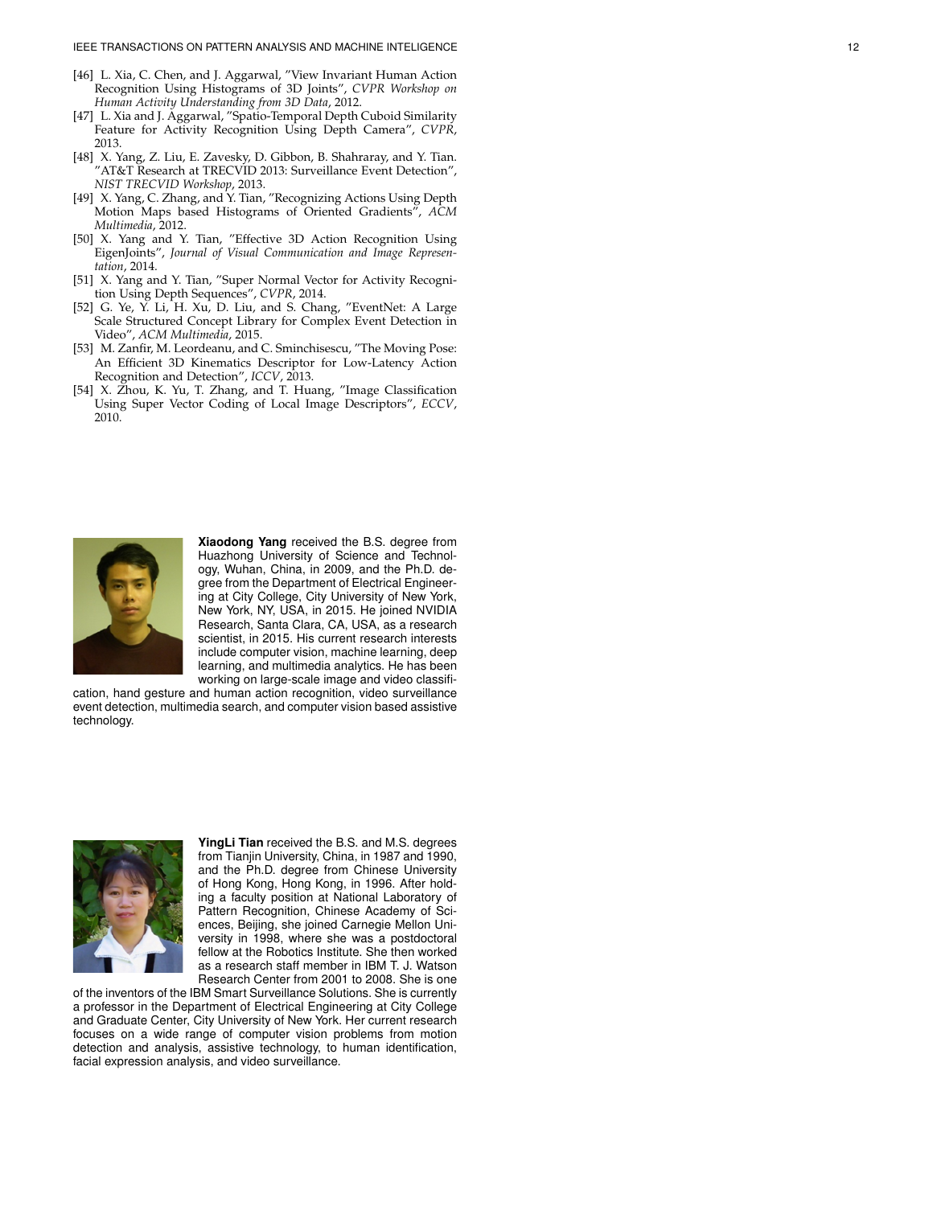[46] L. Xia, C. Chen, and J. Aggarwal, "View Invariant Human Action Recognition Using Histograms of 3D Joints", *CVPR Workshop on Human Activity Understanding from 3D Data*, 2012.

[47] L. Xia and J. Aggarwal, "Spatio-Temporal Depth Cuboid Similarity Feature for Activity Recognition Using Depth Camera", *CVPR*, 2013.

[48] X. Yang, Z. Liu, E. Zavesky, D. Gibbon, B. Shahraray, and Y. Tian. "AT&T Research at TRECVID 2013: Surveillance Event Detection", *NIST TRECVID Workshop*, 2013.

[49] X. Yang, C. Zhang, and Y. Tian, "Recognizing Actions Using Depth Motion Maps based Histograms of Oriented Gradients", *ACM Multimedia*, 2012.

[50] X. Yang and Y. Tian, "Effective 3D Action Recognition Using EigenJoints", *Journal of Visual Communication and Image Representation*, 2014.

[51] X. Yang and Y. Tian, "Super Normal Vector for Activity Recognition Using Depth Sequences", *CVPR*, 2014.

[52] G. Ye, Y. Li, H. Xu, D. Liu, and S. Chang, "EventNet: A Large Scale Structured Concept Library for Complex Event Detection in Video", *ACM Multimedia*, 2015.

[53] M. Zanfir, M. Leordeanu, and C. Sminchisescu, "The Moving Pose: An Efficient 3D Kinematics Descriptor for Low-Latency Action Recognition and Detection", *ICCV*, 2013.

[54] X. Zhou, K. Yu, T. Zhang, and T. Huang, "Image Classification Using Super Vector Coding of Local Image Descriptors", *ECCV*, 2010.

**Xiaodong Yang** received the B.S. degree from Huazhong University of Science and Technology, Wuhan, China, in 2009, and the Ph.D. degree from the Department of Electrical Engineering at City College, City University of New York, New York, NY, USA, in 2015. He joined NVIDIA Research, Santa Clara, CA, USA, as a research scientist, in 2015. His current research interests include computer vision, machine learning, deep learning, and multimedia analytics. He has been working on large-scale image and video classification, hand gesture and human action recognition, video surveillance event detection, multimedia search, and computer vision based assistive technology.

**YingLi Tian** received the B.S. and M.S. degrees from Tianjin University, China, in 1987 and 1990, and the Ph.D. degree from Chinese University of Hong Kong, Hong Kong, in 1996. After holding a faculty position at National Laboratory of Pattern Recognition, Chinese Academy of Sciences, Beijing, she joined Carnegie Mellon University in 1998, where she was a postdoctoral fellow at the Robotics Institute. She then worked as a research staff member in IBM T. J. Watson Research Center from 2001 to 2008. She is one of the inventors of the IBM Smart Surveillance Solutions. She is currently a professor in the Department of Electrical Engineering at City College and Graduate Center, City University of New York. Her current research focuses on a wide range of computer vision problems from motion detection and analysis, assistive technology, to human identification, facial expression analysis, and video surveillance.